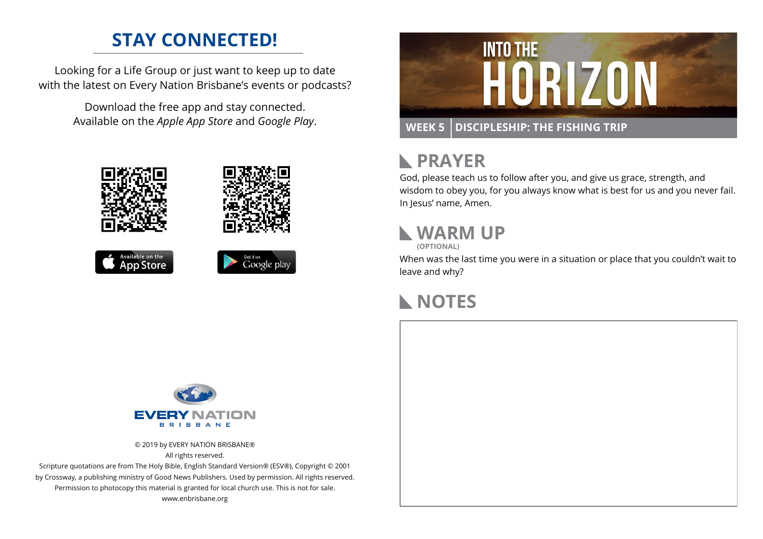# STAY CONNECTED!

Looking for a Life Group or just want to keep up to date with the latest on Every Nation Brisbane's events or podcasts?

Download the free app and stay connected. Available on the *Apple App Store* and *Google Play*.

Available on the App Store

Get it on Google play

EVERY NATION BRISBANE

© 2019 by EVERY NATION BRISBANE®
All rights reserved.
Scripture quotations are from The Holy Bible, English Standard Version® (ESV®), Copyright © 2001 by Crossway, a publishing ministry of Good News Publishers. Used by permission. All rights reserved.
Permission to photocopy this material is granted for local church use. This is not for sale.
www.enbrisbane.org

# INTO THE HORIZON

**WEEK 5** | **DISCIPLESHIP: THE FISHING TRIP**

## PRAYER

God, please teach us to follow after you, and give us grace, strength, and wisdom to obey you, for you always know what is best for us and you never fail. In Jesus' name, Amen.

## WARM UP

**(OPTIONAL)**

When was the last time you were in a situation or place that you couldn't wait to leave and why?

## NOTES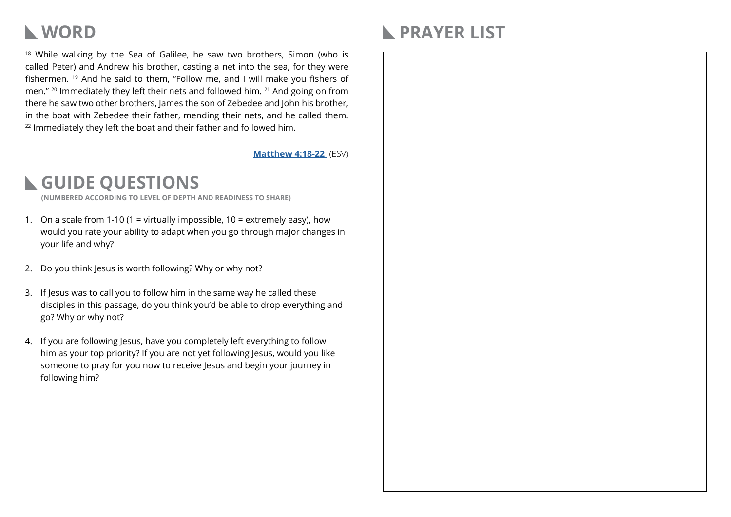## WORD

[18] While walking by the Sea of Galilee, he saw two brothers, Simon (who is called Peter) and Andrew his brother, casting a net into the sea, for they were fishermen. [19] And he said to them, "Follow me, and I will make you fishers of men." [20] Immediately they left their nets and followed him. [21] And going on from there he saw two other brothers, James the son of Zebedee and John his brother, in the boat with Zebedee their father, mending their nets, and he called them. [22] Immediately they left the boat and their father and followed him.

**Matthew 4:18-22** (ESV)

## GUIDE QUESTIONS

**(NUMBERED ACCORDING TO LEVEL OF DEPTH AND READINESS TO SHARE)**

1. On a scale from 1-10 (1 = virtually impossible, 10 = extremely easy), how would you rate your ability to adapt when you go through major changes in your life and why?
2. Do you think Jesus is worth following? Why or why not?
3. If Jesus was to call you to follow him in the same way he called these disciples in this passage, do you think you'd be able to drop everything and go? Why or why not?
4. If you are following Jesus, have you completely left everything to follow him as your top priority? If you are not yet following Jesus, would you like someone to pray for you now to receive Jesus and begin your journey in following him?

## PRAYER LIST